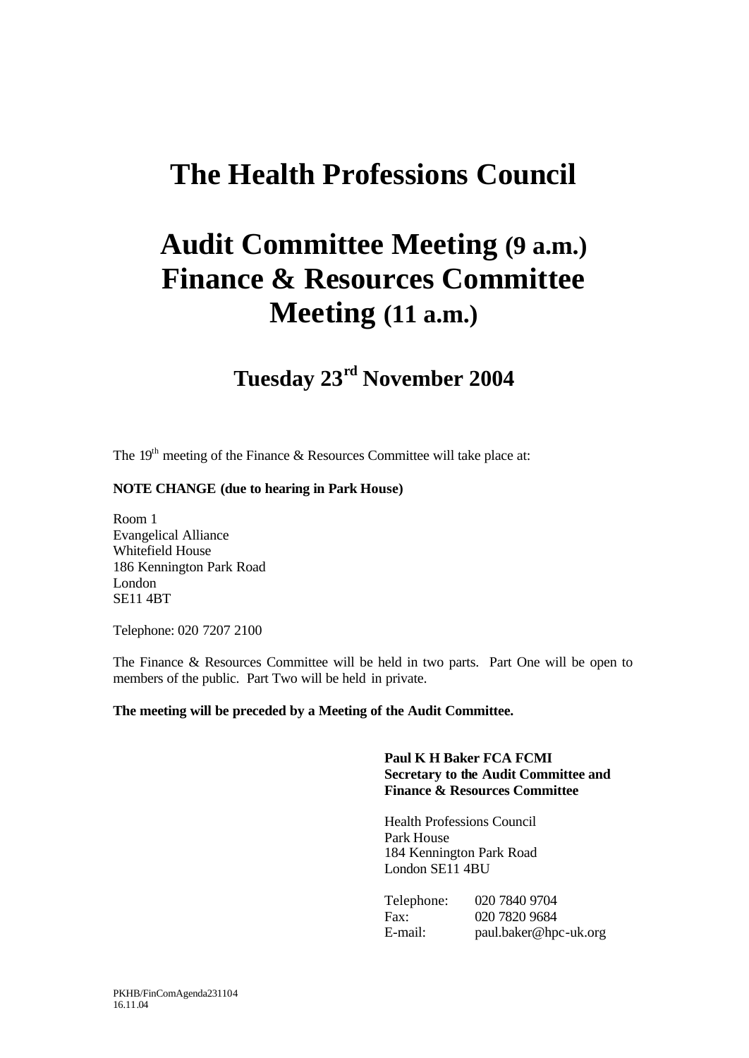# The Health Professions Council

# Audit Committee Meeting (9 a.m.) Finance & Resources Committee Meeting (11 a.m.)

## Tuesday 23rd November 2004

The 19th meeting of the Finance & Resources Committee will take place at:

**NOTE CHANGE (due to hearing in Park House)**

Room 1
Evangelical Alliance
Whitefield House
186 Kennington Park Road
London
SE11 4BT

Telephone: 020 7207 2100

The Finance & Resources Committee will be held in two parts. Part One will be open to members of the public. Part Two will be held in private.

**The meeting will be preceded by a Meeting of the Audit Committee.**

**Paul K H Baker FCA FCMI**
**Secretary to the Audit Committee and Finance & Resources Committee**

Health Professions Council
Park House
184 Kennington Park Road
London SE11 4BU

Telephone: 020 7840 9704
Fax: 020 7820 9684
E-mail: paul.baker@hpc-uk.org

PKHB/FinComAgenda231104
16.11.04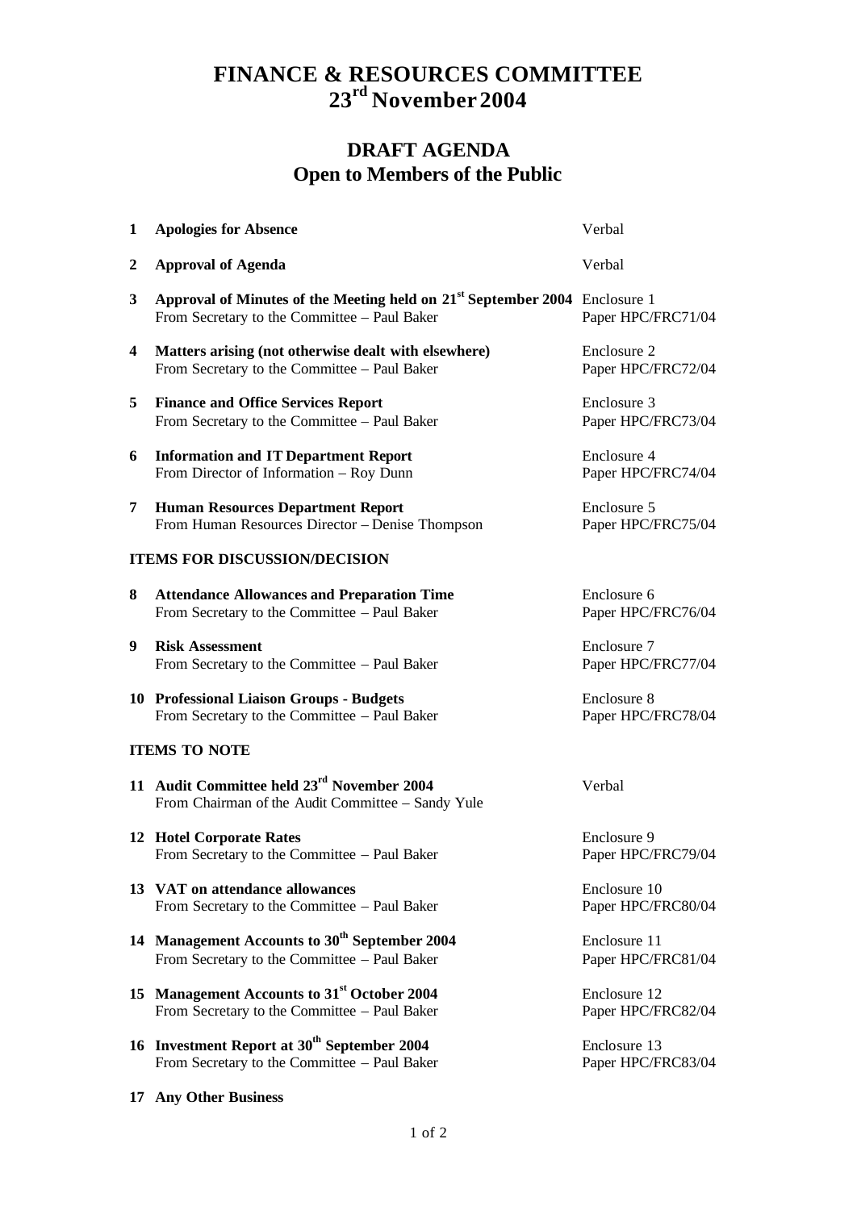# FINANCE & RESOURCES COMMITTEE
# 23rd November 2004

## DRAFT AGENDA
## Open to Members of the Public

| | | |
|---|---|---|
| **1** | **Apologies for Absence** | Verbal |
| **2** | **Approval of Agenda** | Verbal |
| **3** | **Approval of Minutes of the Meeting held on 21st September 2004**<br>From Secretary to the Committee – Paul Baker | Enclosure 1<br>Paper HPC/FRC71/04 |
| **4** | **Matters arising (not otherwise dealt with elsewhere)**<br>From Secretary to the Committee – Paul Baker | Enclosure 2<br>Paper HPC/FRC72/04 |
| **5** | **Finance and Office Services Report**<br>From Secretary to the Committee – Paul Baker | Enclosure 3<br>Paper HPC/FRC73/04 |
| **6** | **Information and IT Department Report**<br>From Director of Information – Roy Dunn | Enclosure 4<br>Paper HPC/FRC74/04 |
| **7** | **Human Resources Department Report**<br>From Human Resources Director – Denise Thompson | Enclosure 5<br>Paper HPC/FRC75/04 |

**ITEMS FOR DISCUSSION/DECISION**

| | | |
|---|---|---|
| **8** | **Attendance Allowances and Preparation Time**<br>From Secretary to the Committee – Paul Baker | Enclosure 6<br>Paper HPC/FRC76/04 |
| **9** | **Risk Assessment**<br>From Secretary to the Committee – Paul Baker | Enclosure 7<br>Paper HPC/FRC77/04 |
| **10** | **Professional Liaison Groups - Budgets**<br>From Secretary to the Committee – Paul Baker | Enclosure 8<br>Paper HPC/FRC78/04 |

**ITEMS TO NOTE**

| | | |
|---|---|---|
| **11** | **Audit Committee held 23rd November 2004**<br>From Chairman of the Audit Committee – Sandy Yule | Verbal |
| **12** | **Hotel Corporate Rates**<br>From Secretary to the Committee – Paul Baker | Enclosure 9<br>Paper HPC/FRC79/04 |
| **13** | **VAT on attendance allowances**<br>From Secretary to the Committee – Paul Baker | Enclosure 10<br>Paper HPC/FRC80/04 |
| **14** | **Management Accounts to 30th September 2004**<br>From Secretary to the Committee – Paul Baker | Enclosure 11<br>Paper HPC/FRC81/04 |
| **15** | **Management Accounts to 31st October 2004**<br>From Secretary to the Committee – Paul Baker | Enclosure 12<br>Paper HPC/FRC82/04 |
| **16** | **Investment Report at 30th September 2004**<br>From Secretary to the Committee – Paul Baker | Enclosure 13<br>Paper HPC/FRC83/04 |
| **17** | **Any Other Business** | |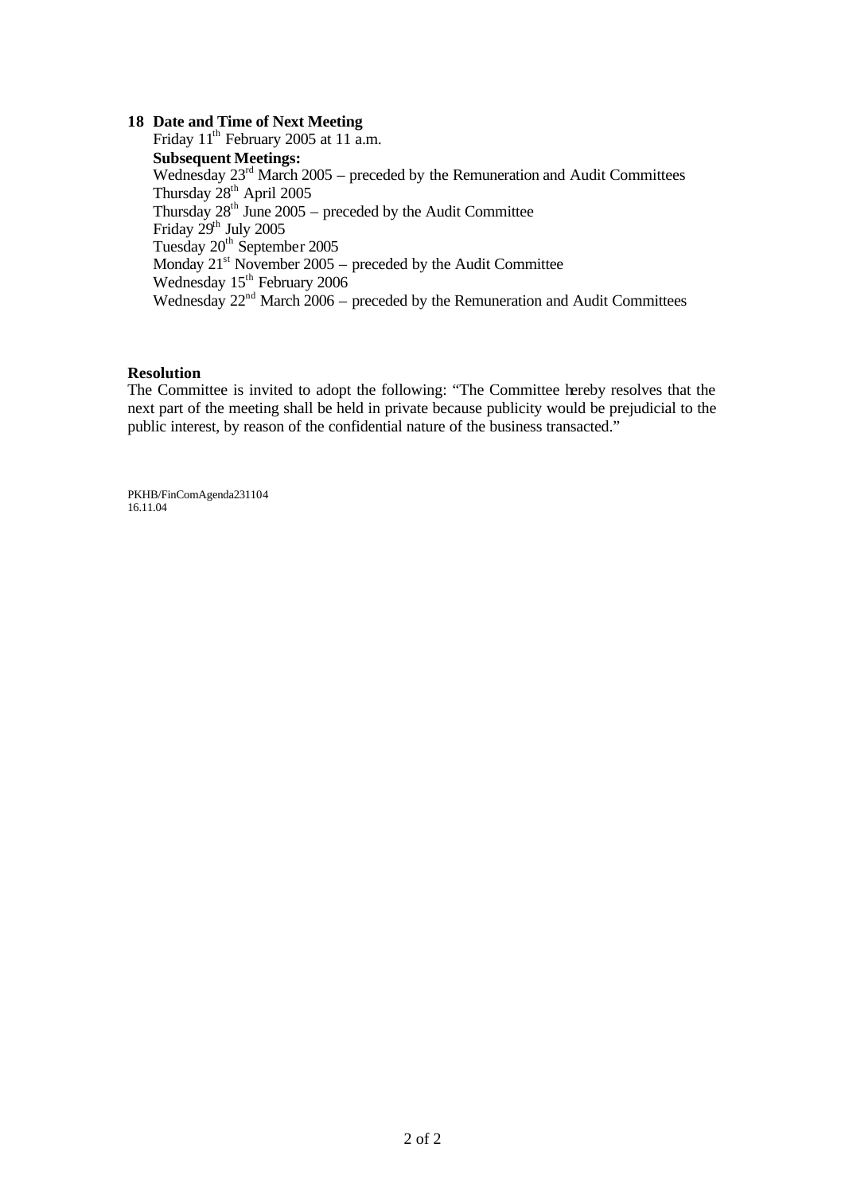## 18 Date and Time of Next Meeting

Friday 11th February 2005 at 11 a.m.

**Subsequent Meetings:**

Wednesday 23rd March 2005 – preceded by the Remuneration and Audit Committees
Thursday 28th April 2005
Thursday 28th June 2005 – preceded by the Audit Committee
Friday 29th July 2005
Tuesday 20th September 2005
Monday 21st November 2005 – preceded by the Audit Committee
Wednesday 15th February 2006
Wednesday 22nd March 2006 – preceded by the Remuneration and Audit Committees

**Resolution**

The Committee is invited to adopt the following: "The Committee hereby resolves that the next part of the meeting shall be held in private because publicity would be prejudicial to the public interest, by reason of the confidential nature of the business transacted."

PKHB/FinComAgenda231104
16.11.04